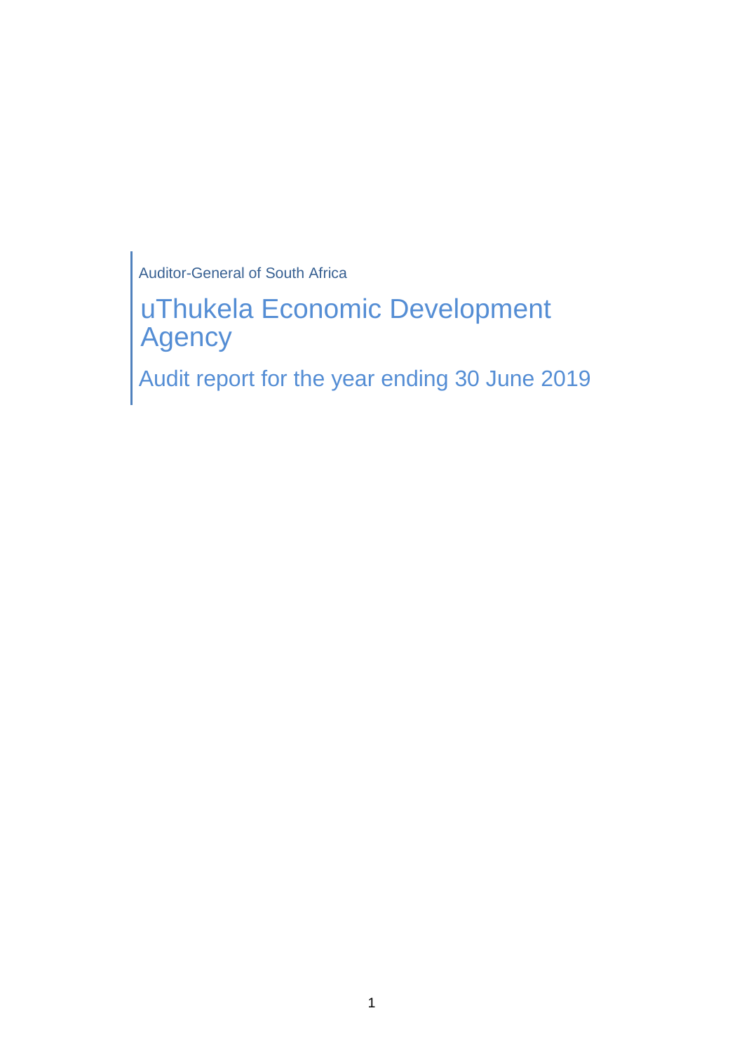Auditor-General of South Africa

# uThukela Economic Development Agency

## Audit report for the year ending 30 June 2019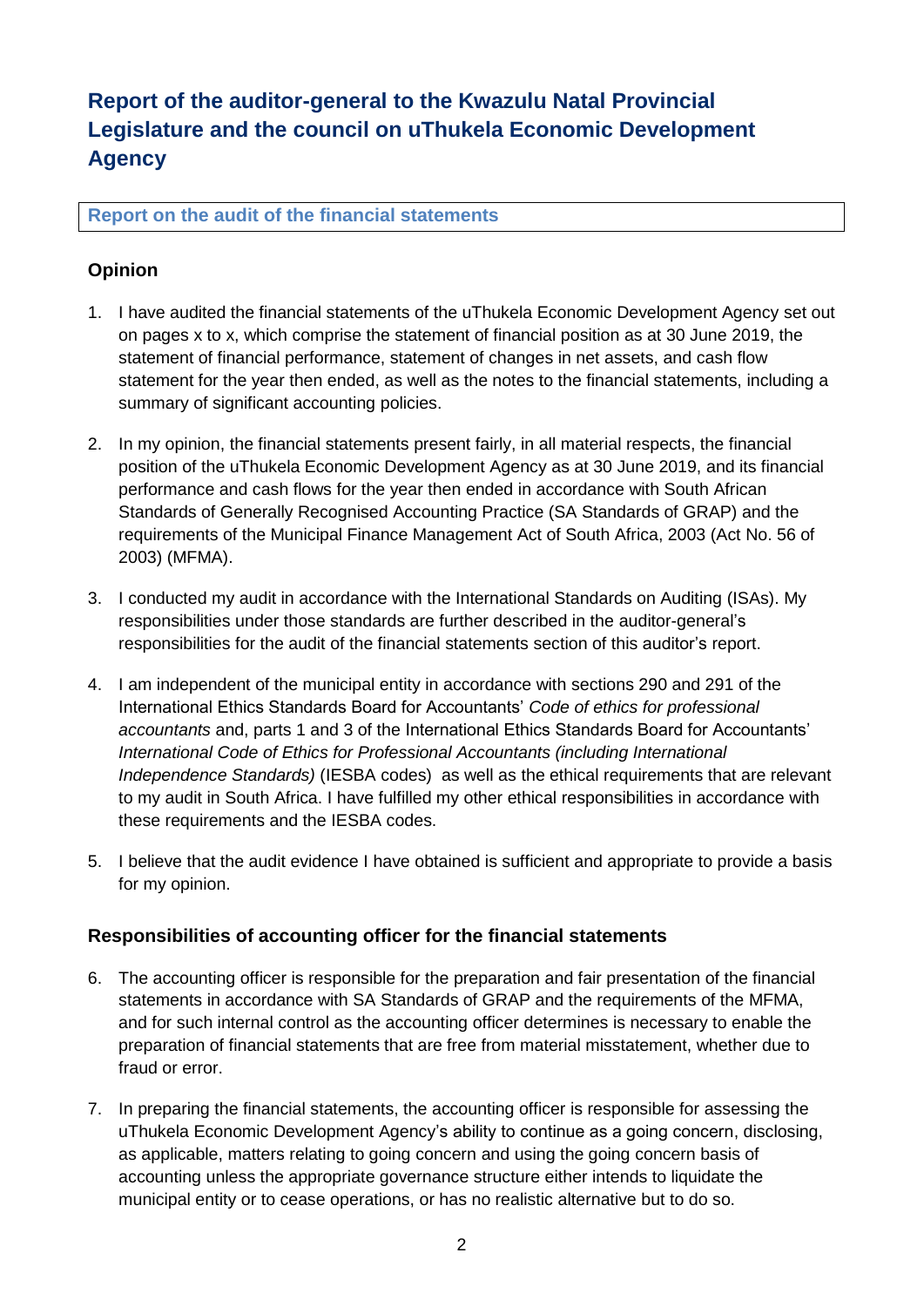# Report of the auditor-general to the Kwazulu Natal Provincial Legislature and the council on uThukela Economic Development Agency

## Report on the audit of the financial statements

### Opinion

1. I have audited the financial statements of the uThukela Economic Development Agency set out on pages x to x, which comprise the statement of financial position as at 30 June 2019, the statement of financial performance, statement of changes in net assets, and cash flow statement for the year then ended, as well as the notes to the financial statements, including a summary of significant accounting policies.

2. In my opinion, the financial statements present fairly, in all material respects, the financial position of the uThukela Economic Development Agency as at 30 June 2019, and its financial performance and cash flows for the year then ended in accordance with South African Standards of Generally Recognised Accounting Practice (SA Standards of GRAP) and the requirements of the Municipal Finance Management Act of South Africa, 2003 (Act No. 56 of 2003) (MFMA).

3. I conducted my audit in accordance with the International Standards on Auditing (ISAs). My responsibilities under those standards are further described in the auditor-general's responsibilities for the audit of the financial statements section of this auditor's report.

4. I am independent of the municipal entity in accordance with sections 290 and 291 of the International Ethics Standards Board for Accountants' *Code of ethics for professional accountants* and, parts 1 and 3 of the International Ethics Standards Board for Accountants' *International Code of Ethics for Professional Accountants (including International Independence Standards)* (IESBA codes) as well as the ethical requirements that are relevant to my audit in South Africa. I have fulfilled my other ethical responsibilities in accordance with these requirements and the IESBA codes.

5. I believe that the audit evidence I have obtained is sufficient and appropriate to provide a basis for my opinion.

### Responsibilities of accounting officer for the financial statements

6. The accounting officer is responsible for the preparation and fair presentation of the financial statements in accordance with SA Standards of GRAP and the requirements of the MFMA, and for such internal control as the accounting officer determines is necessary to enable the preparation of financial statements that are free from material misstatement, whether due to fraud or error.

7. In preparing the financial statements, the accounting officer is responsible for assessing the uThukela Economic Development Agency's ability to continue as a going concern, disclosing, as applicable, matters relating to going concern and using the going concern basis of accounting unless the appropriate governance structure either intends to liquidate the municipal entity or to cease operations, or has no realistic alternative but to do so.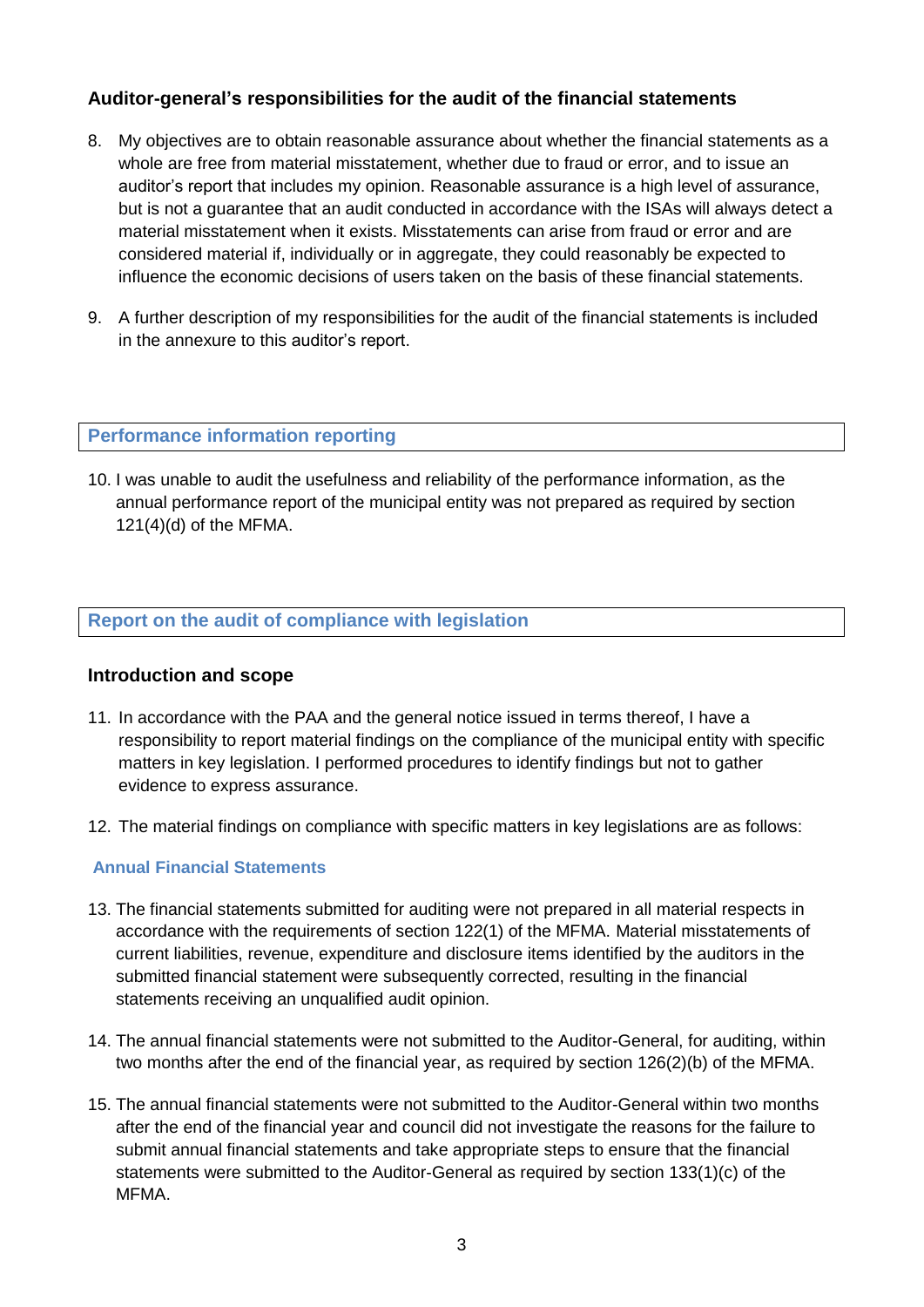### Auditor-general's responsibilities for the audit of the financial statements

8. My objectives are to obtain reasonable assurance about whether the financial statements as a whole are free from material misstatement, whether due to fraud or error, and to issue an auditor's report that includes my opinion. Reasonable assurance is a high level of assurance, but is not a guarantee that an audit conducted in accordance with the ISAs will always detect a material misstatement when it exists. Misstatements can arise from fraud or error and are considered material if, individually or in aggregate, they could reasonably be expected to influence the economic decisions of users taken on the basis of these financial statements.

9. A further description of my responsibilities for the audit of the financial statements is included in the annexure to this auditor's report.

## Performance information reporting

10. I was unable to audit the usefulness and reliability of the performance information, as the annual performance report of the municipal entity was not prepared as required by section 121(4)(d) of the MFMA.

## Report on the audit of compliance with legislation

### Introduction and scope

11. In accordance with the PAA and the general notice issued in terms thereof, I have a responsibility to report material findings on the compliance of the municipal entity with specific matters in key legislation. I performed procedures to identify findings but not to gather evidence to express assurance.

12. The material findings on compliance with specific matters in key legislations are as follows:

#### Annual Financial Statements

13. The financial statements submitted for auditing were not prepared in all material respects in accordance with the requirements of section 122(1) of the MFMA. Material misstatements of current liabilities, revenue, expenditure and disclosure items identified by the auditors in the submitted financial statement were subsequently corrected, resulting in the financial statements receiving an unqualified audit opinion.

14. The annual financial statements were not submitted to the Auditor-General, for auditing, within two months after the end of the financial year, as required by section 126(2)(b) of the MFMA.

15. The annual financial statements were not submitted to the Auditor-General within two months after the end of the financial year and council did not investigate the reasons for the failure to submit annual financial statements and take appropriate steps to ensure that the financial statements were submitted to the Auditor-General as required by section 133(1)(c) of the MFMA.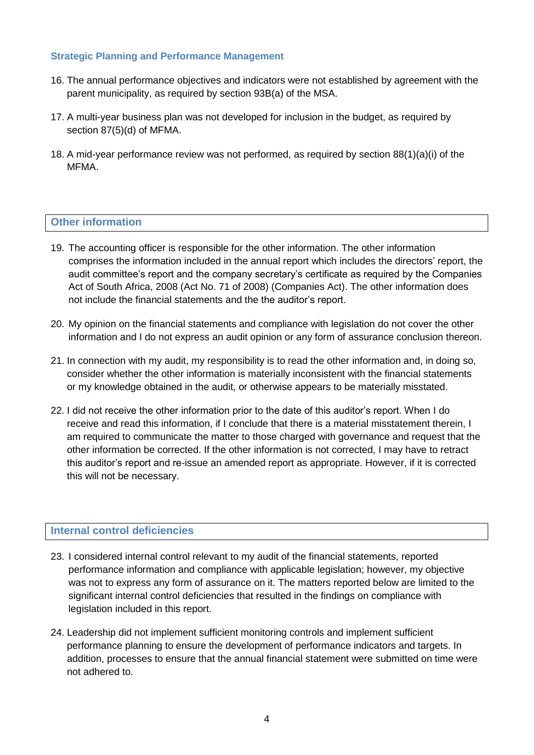### Strategic Planning and Performance Management

16. The annual performance objectives and indicators were not established by agreement with the parent municipality, as required by section 93B(a) of the MSA.

17. A multi-year business plan was not developed for inclusion in the budget, as required by section 87(5)(d) of MFMA.

18. A mid-year performance review was not performed, as required by section 88(1)(a)(i) of the MFMA.

## Other information

19. The accounting officer is responsible for the other information. The other information comprises the information included in the annual report which includes the directors' report, the audit committee's report and the company secretary's certificate as required by the Companies Act of South Africa, 2008 (Act No. 71 of 2008) (Companies Act). The other information does not include the financial statements and the the auditor's report.

20. My opinion on the financial statements and compliance with legislation do not cover the other information and I do not express an audit opinion or any form of assurance conclusion thereon.

21. In connection with my audit, my responsibility is to read the other information and, in doing so, consider whether the other information is materially inconsistent with the financial statements or my knowledge obtained in the audit, or otherwise appears to be materially misstated.

22. I did not receive the other information prior to the date of this auditor's report. When I do receive and read this information, if I conclude that there is a material misstatement therein, I am required to communicate the matter to those charged with governance and request that the other information be corrected. If the other information is not corrected, I may have to retract this auditor's report and re-issue an amended report as appropriate. However, if it is corrected this will not be necessary.

## Internal control deficiencies

23. I considered internal control relevant to my audit of the financial statements, reported performance information and compliance with applicable legislation; however, my objective was not to express any form of assurance on it. The matters reported below are limited to the significant internal control deficiencies that resulted in the findings on compliance with legislation included in this report.

24. Leadership did not implement sufficient monitoring controls and implement sufficient performance planning to ensure the development of performance indicators and targets. In addition, processes to ensure that the annual financial statement were submitted on time were not adhered to.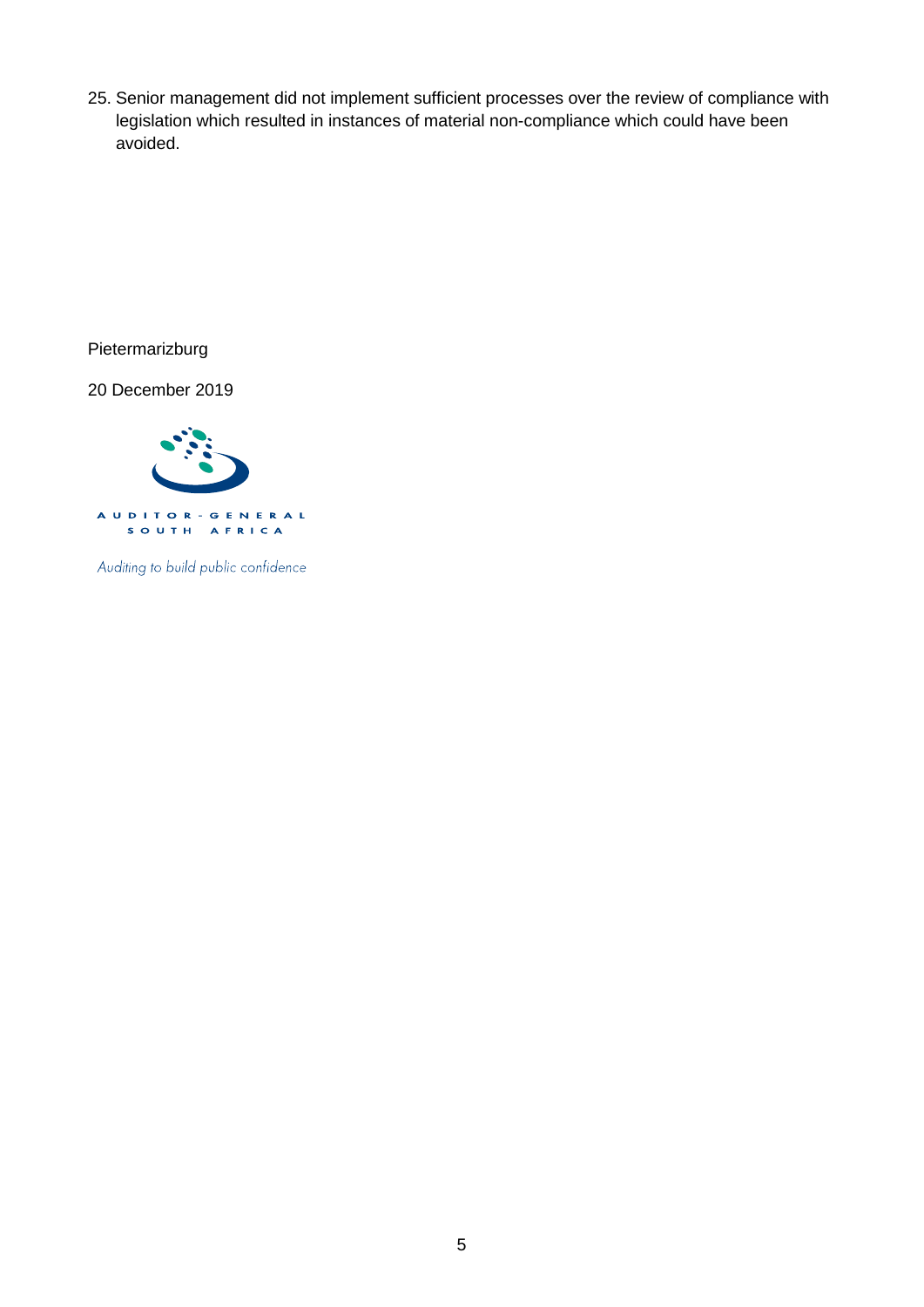25. Senior management did not implement sufficient processes over the review of compliance with legislation which resulted in instances of material non-compliance which could have been avoided.

Pietermarizburg

20 December 2019

AUDITOR-GENERAL
SOUTH AFRICA

*Auditing to build public confidence*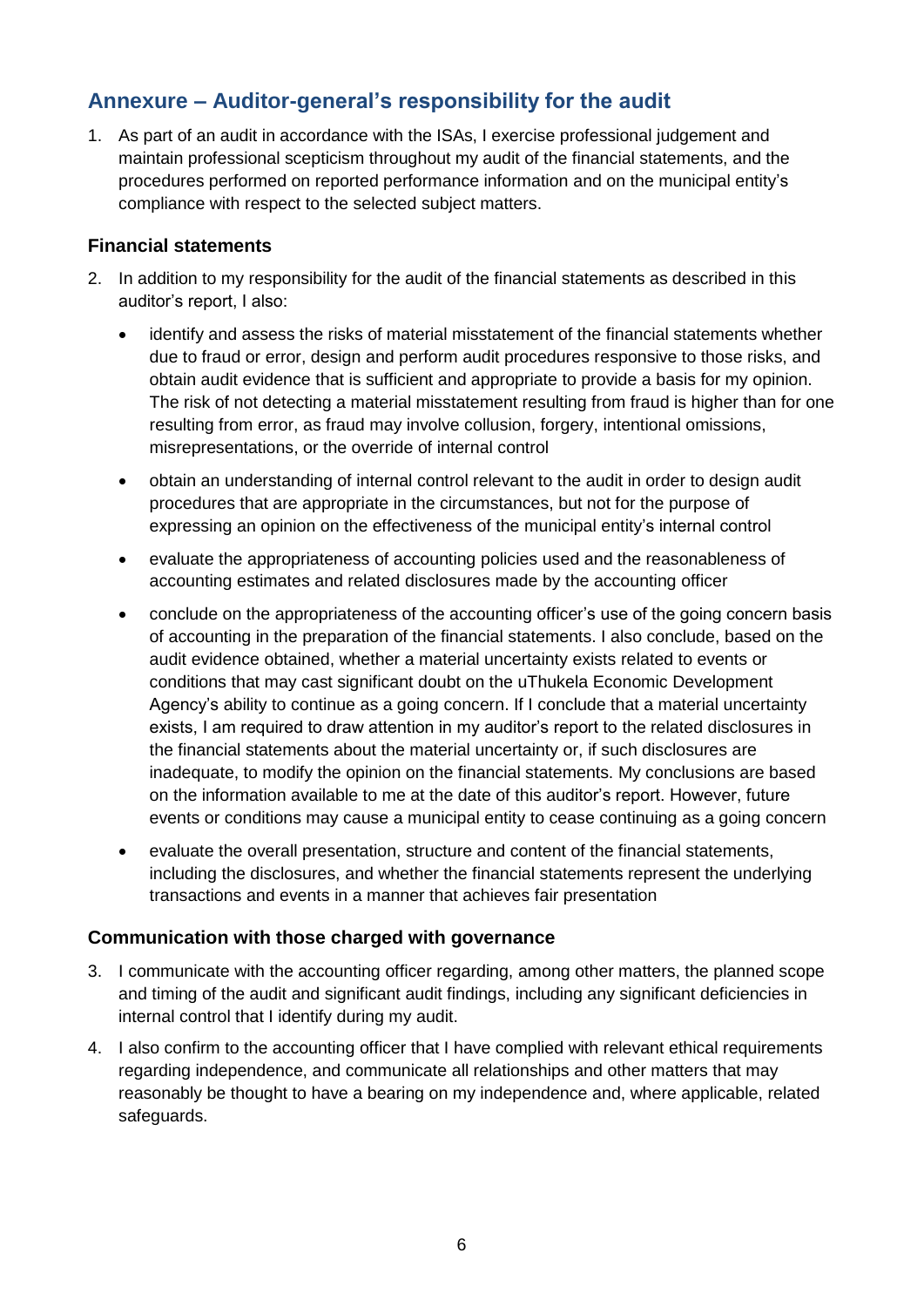## Annexure – Auditor-general's responsibility for the audit

1. As part of an audit in accordance with the ISAs, I exercise professional judgement and maintain professional scepticism throughout my audit of the financial statements, and the procedures performed on reported performance information and on the municipal entity's compliance with respect to the selected subject matters.

### Financial statements

2. In addition to my responsibility for the audit of the financial statements as described in this auditor's report, I also:
   - identify and assess the risks of material misstatement of the financial statements whether due to fraud or error, design and perform audit procedures responsive to those risks, and obtain audit evidence that is sufficient and appropriate to provide a basis for my opinion. The risk of not detecting a material misstatement resulting from fraud is higher than for one resulting from error, as fraud may involve collusion, forgery, intentional omissions, misrepresentations, or the override of internal control
   - obtain an understanding of internal control relevant to the audit in order to design audit procedures that are appropriate in the circumstances, but not for the purpose of expressing an opinion on the effectiveness of the municipal entity's internal control
   - evaluate the appropriateness of accounting policies used and the reasonableness of accounting estimates and related disclosures made by the accounting officer
   - conclude on the appropriateness of the accounting officer's use of the going concern basis of accounting in the preparation of the financial statements. I also conclude, based on the audit evidence obtained, whether a material uncertainty exists related to events or conditions that may cast significant doubt on the uThukela Economic Development Agency's ability to continue as a going concern. If I conclude that a material uncertainty exists, I am required to draw attention in my auditor's report to the related disclosures in the financial statements about the material uncertainty or, if such disclosures are inadequate, to modify the opinion on the financial statements. My conclusions are based on the information available to me at the date of this auditor's report. However, future events or conditions may cause a municipal entity to cease continuing as a going concern
   - evaluate the overall presentation, structure and content of the financial statements, including the disclosures, and whether the financial statements represent the underlying transactions and events in a manner that achieves fair presentation

### Communication with those charged with governance

3. I communicate with the accounting officer regarding, among other matters, the planned scope and timing of the audit and significant audit findings, including any significant deficiencies in internal control that I identify during my audit.
4. I also confirm to the accounting officer that I have complied with relevant ethical requirements regarding independence, and communicate all relationships and other matters that may reasonably be thought to have a bearing on my independence and, where applicable, related safeguards.